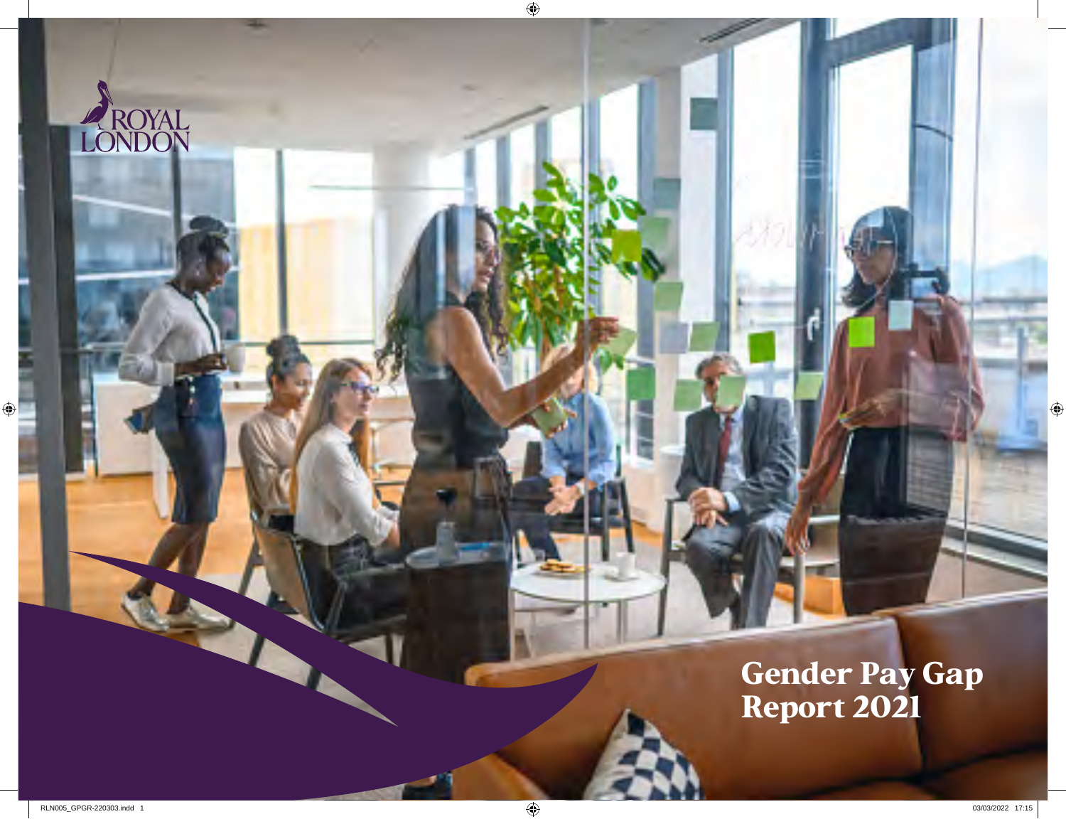ROYAL LONDON

# Gender Pay Gap Report 2021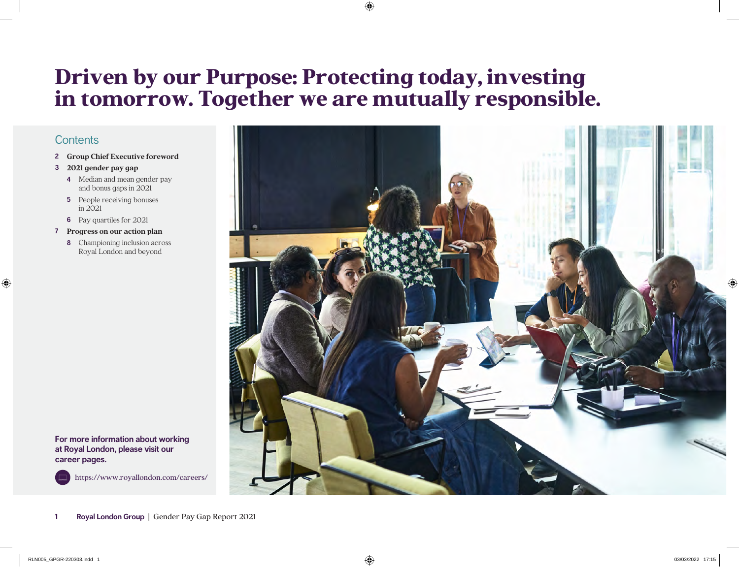# Driven by our Purpose: Protecting today, investing in tomorrow. Together we are mutually responsible.

## Contents

- 2 **Group Chief Executive foreword**
- 3 **2021 gender pay gap**
  - 4 Median and mean gender pay and bonus gaps in 2021
  - 5 People receiving bonuses in 2021
  - 6 Pay quartiles for 2021
- 7 **Progress on our action plan**
  - 8 Championing inclusion across Royal London and beyond

**For more information about working at Royal London, please visit our career pages.**

https://www.royallondon.com/careers/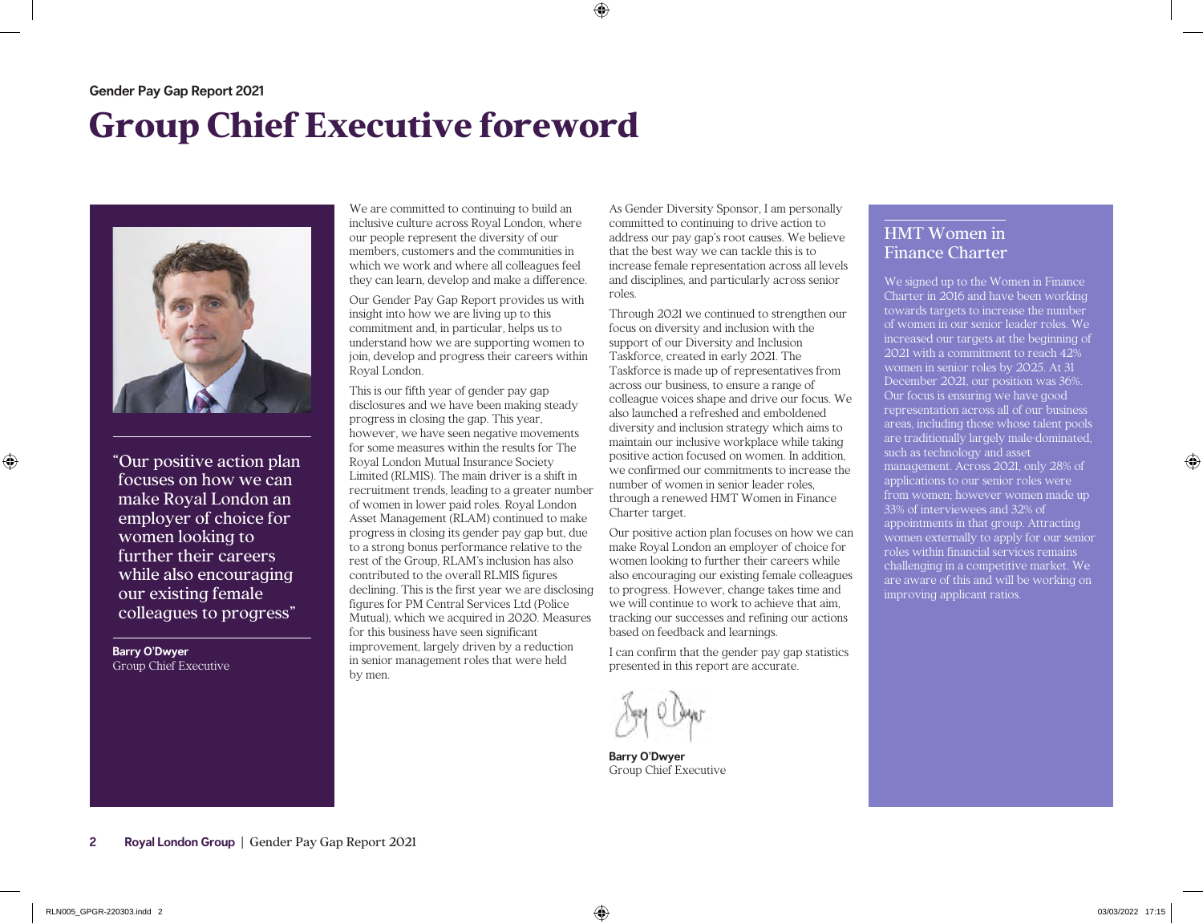Gender Pay Gap Report 2021

# Group Chief Executive foreword

"Our positive action plan focuses on how we can make Royal London an employer of choice for women looking to further their careers while also encouraging our existing female colleagues to progress"

**Barry O'Dwyer**
Group Chief Executive

We are committed to continuing to build an inclusive culture across Royal London, where our people represent the diversity of our members, customers and the communities in which we work and where all colleagues feel they can learn, develop and make a difference.

Our Gender Pay Gap Report provides us with insight into how we are living up to this commitment and, in particular, helps us to understand how we are supporting women to join, develop and progress their careers within Royal London.

This is our fifth year of gender pay gap disclosures and we have been making steady progress in closing the gap. This year, however, we have seen negative movements for some measures within the results for The Royal London Mutual Insurance Society Limited (RLMIS). The main driver is a shift in recruitment trends, leading to a greater number of women in lower paid roles. Royal London Asset Management (RLAM) continued to make progress in closing its gender pay gap but, due to a strong bonus performance relative to the rest of the Group, RLAM's inclusion has also contributed to the overall RLMIS figures declining. This is the first year we are disclosing figures for PM Central Services Ltd (Police Mutual), which we acquired in 2020. Measures for this business have seen significant improvement, largely driven by a reduction in senior management roles that were held by men.

As Gender Diversity Sponsor, I am personally committed to continuing to drive action to address our pay gap's root causes. We believe that the best way we can tackle this is to increase female representation across all levels and disciplines, and particularly across senior roles.

Through 2021 we continued to strengthen our focus on diversity and inclusion with the support of our Diversity and Inclusion Taskforce, created in early 2021. The Taskforce is made up of representatives from across our business, to ensure a range of colleague voices shape and drive our focus. We also launched a refreshed and emboldened diversity and inclusion strategy which aims to maintain our inclusive workplace while taking positive action focused on women. In addition, we confirmed our commitments to increase the number of women in senior leader roles, through a renewed HMT Women in Finance Charter target.

Our positive action plan focuses on how we can make Royal London an employer of choice for women looking to further their careers while also encouraging our existing female colleagues to progress. However, change takes time and we will continue to work to achieve that aim, tracking our successes and refining our actions based on feedback and learnings.

I can confirm that the gender pay gap statistics presented in this report are accurate.

**Barry O'Dwyer**
Group Chief Executive

## HMT Women in Finance Charter

We signed up to the Women in Finance Charter in 2016 and have been working towards targets to increase the number of women in our senior leader roles. We increased our targets at the beginning of 2021 with a commitment to reach 42% women in senior roles by 2025. At 31 December 2021, our position was 36%. Our focus is ensuring we have good representation across all of our business areas, including those whose talent pools are traditionally largely male-dominated, such as technology and asset management. Across 2021, only 28% of applications to our senior roles were from women; however women made up 33% of interviewees and 32% of appointments in that group. Attracting women externally to apply for our senior roles within financial services remains challenging in a competitive market. We are aware of this and will be working on improving applicant ratios.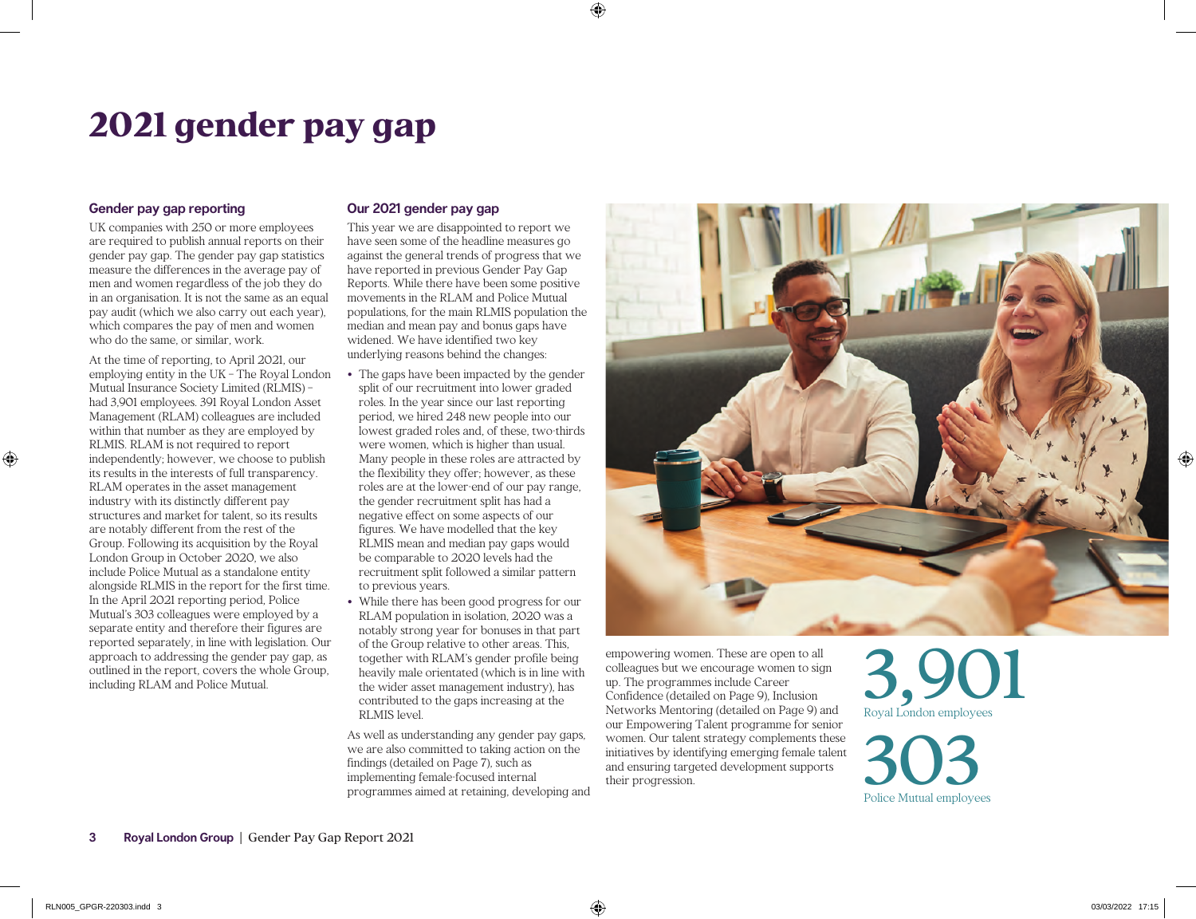# 2021 gender pay gap

## Gender pay gap reporting

UK companies with 250 or more employees are required to publish annual reports on their gender pay gap. The gender pay gap statistics measure the differences in the average pay of men and women regardless of the job they do in an organisation. It is not the same as an equal pay audit (which we also carry out each year), which compares the pay of men and women who do the same, or similar, work.

At the time of reporting, to April 2021, our employing entity in the UK – The Royal London Mutual Insurance Society Limited (RLMIS) – had 3,901 employees. 391 Royal London Asset Management (RLAM) colleagues are included within that number as they are employed by RLMIS. RLAM is not required to report independently; however, we choose to publish its results in the interests of full transparency. RLAM operates in the asset management industry with its distinctly different pay structures and market for talent, so its results are notably different from the rest of the Group. Following its acquisition by the Royal London Group in October 2020, we also include Police Mutual as a standalone entity alongside RLMIS in the report for the first time. In the April 2021 reporting period, Police Mutual's 303 colleagues were employed by a separate entity and therefore their figures are reported separately, in line with legislation. Our approach to addressing the gender pay gap, as outlined in the report, covers the whole Group, including RLAM and Police Mutual.

## Our 2021 gender pay gap

This year we are disappointed to report we have seen some of the headline measures go against the general trends of progress that we have reported in previous Gender Pay Gap Reports. While there have been some positive movements in the RLAM and Police Mutual populations, for the main RLMIS population the median and mean pay and bonus gaps have widened. We have identified two key underlying reasons behind the changes:

- The gaps have been impacted by the gender split of our recruitment into lower graded roles. In the year since our last reporting period, we hired 248 new people into our lowest graded roles and, of these, two-thirds were women, which is higher than usual. Many people in these roles are attracted by the flexibility they offer; however, as these roles are at the lower-end of our pay range, the gender recruitment split has had a negative effect on some aspects of our figures. We have modelled that the key RLMIS mean and median pay gaps would be comparable to 2020 levels had the recruitment split followed a similar pattern to previous years.
- While there has been good progress for our RLAM population in isolation, 2020 was a notably strong year for bonuses in that part of the Group relative to other areas. This, together with RLAM's gender profile being heavily male orientated (which is in line with the wider asset management industry), has contributed to the gaps increasing at the RLMIS level.

As well as understanding any gender pay gaps, we are also committed to taking action on the findings (detailed on Page 7), such as implementing female-focused internal programmes aimed at retaining, developing and empowering women. These are open to all colleagues but we encourage women to sign up. The programmes include Career Confidence (detailed on Page 9), Inclusion Networks Mentoring (detailed on Page 9) and our Empowering Talent programme for senior women. Our talent strategy complements these initiatives by identifying emerging female talent and ensuring targeted development supports their progression.

**3,901**
Royal London employees

**303**
Police Mutual employees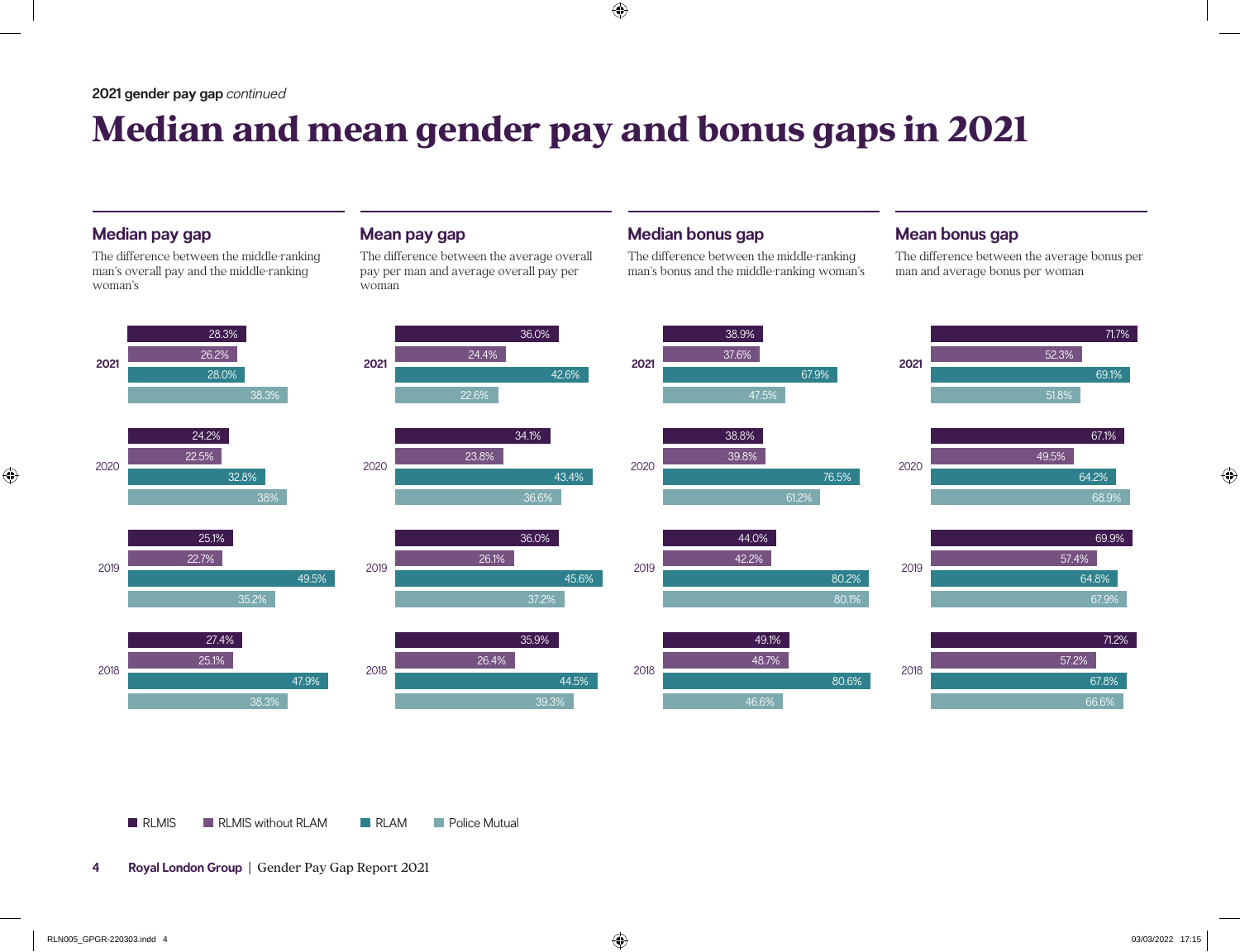2021 gender pay gap *continued*

# Median and mean gender pay and bonus gaps in 2021

## Median pay gap

The difference between the middle-ranking man's overall pay and the middle-ranking woman's

| Year | RLMIS | RLMIS without RLAM | RLAM | Police Mutual |
|---|---|---|---|---|
| **2021** | 28.3% | 26.2% | 28.0% | 38.3% |
| 2020 | 24.2% | 22.5% | 32.8% | 38% |
| 2019 | 25.1% | 22.7% | 49.5% | 35.2% |
| 2018 | 27.4% | 25.1% | 47.9% | 38.3% |

## Mean pay gap

The difference between the average overall pay per man and average overall pay per woman

| Year | RLMIS | RLMIS without RLAM | RLAM | Police Mutual |
|---|---|---|---|---|
| **2021** | 36.0% | 24.4% | 42.6% | 22.6% |
| 2020 | 34.1% | 23.8% | 43.4% | 36.6% |
| 2019 | 36.0% | 26.1% | 45.6% | 37.2% |
| 2018 | 35.9% | 26.4% | 44.5% | 39.3% |

## Median bonus gap

The difference between the middle-ranking man's bonus and the middle-ranking woman's

| Year | RLMIS | RLMIS without RLAM | RLAM | Police Mutual |
|---|---|---|---|---|
| **2021** | 38.9% | 37.6% | 67.9% | 47.5% |
| 2020 | 38.8% | 39.8% | 76.5% | 61.2% |
| 2019 | 44.0% | 42.2% | 80.2% | 80.1% |
| 2018 | 49.1% | 48.7% | 80.6% | 46.6% |

## Mean bonus gap

The difference between the average bonus per man and average bonus per woman

| Year | RLMIS | RLMIS without RLAM | RLAM | Police Mutual |
|---|---|---|---|---|
| **2021** | 71.7% | 52.3% | 69.1% | 51.8% |
| 2020 | 67.1% | 49.5% | 64.2% | 68.9% |
| 2019 | 69.9% | 57.4% | 64.8% | 67.9% |
| 2018 | 71.2% | 57.2% | 67.8% | 66.6% |

■ RLMIS ■ RLMIS without RLAM ■ RLAM ■ Police Mutual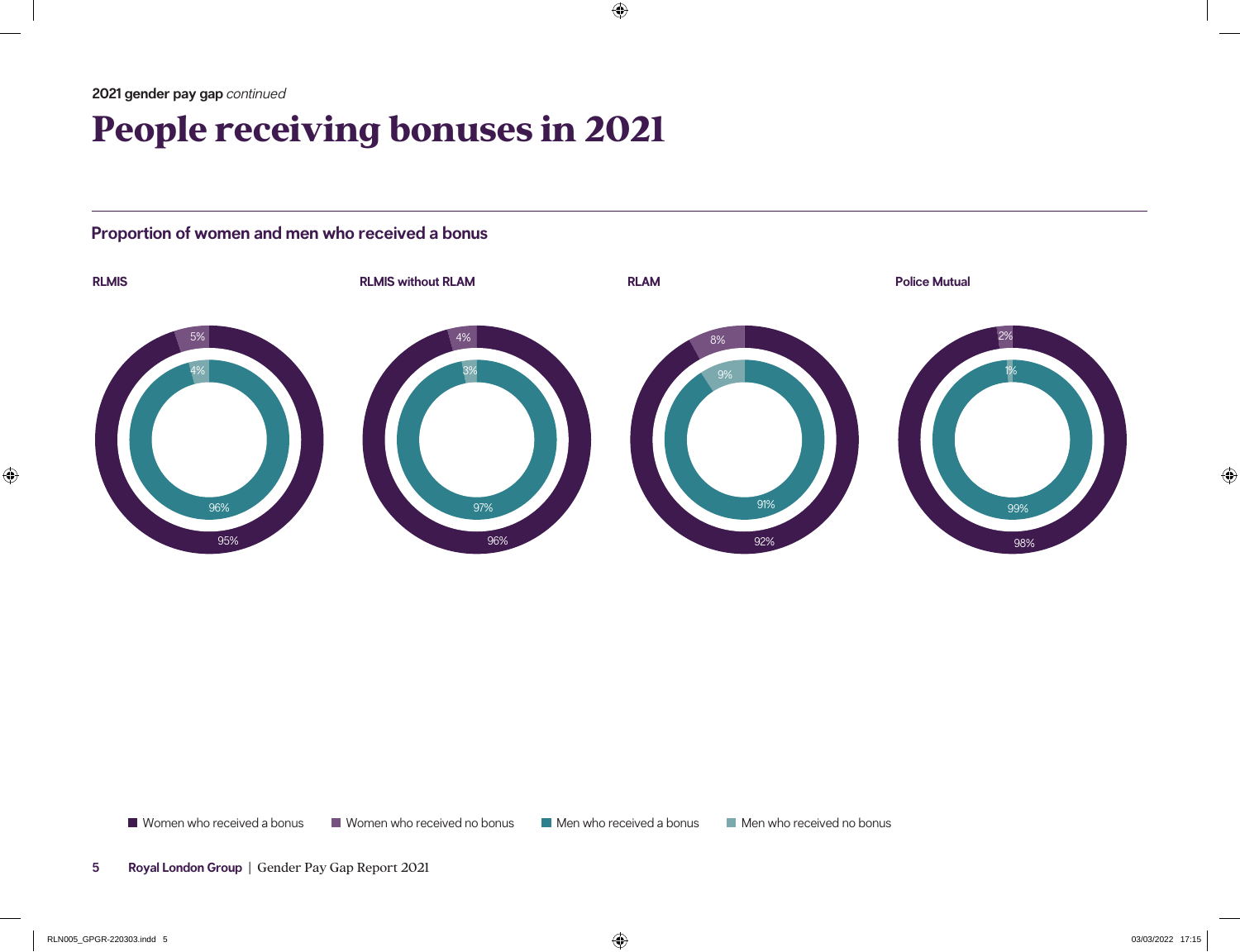2021 gender pay gap *continued*

# People receiving bonuses in 2021

## Proportion of women and men who received a bonus

| | RLMIS | RLMIS without RLAM | RLAM | Police Mutual |
|---|---|---|---|---|
| Women who received a bonus | 95% | 96% | 92% | 98% |
| Women who received no bonus | 5% | 4% | 8% | 2% |
| Men who received a bonus | 96% | 97% | 91% | 99% |
| Men who received no bonus | 4% | 3% | 9% | 1% |

■ Women who received a bonus ■ Women who received no bonus ■ Men who received a bonus ■ Men who received no bonus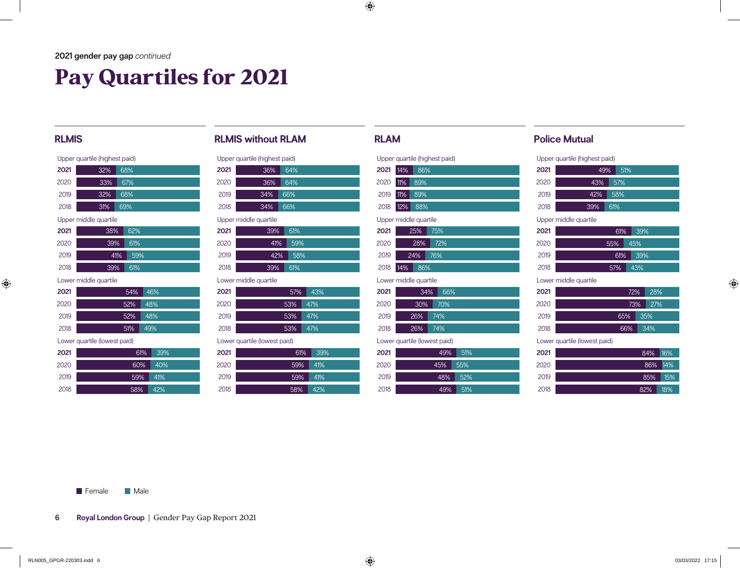2021 gender pay gap *continued*

# Pay Quartiles for 2021

## RLMIS

| Quartile | Year | Female | Male |
|---|---|---|---|
| Upper quartile (highest paid) | **2021** | 32% | 68% |
| | 2020 | 33% | 67% |
| | 2019 | 32% | 68% |
| | 2018 | 31% | 69% |
| Upper middle quartile | **2021** | 38% | 62% |
| | 2020 | 39% | 61% |
| | 2019 | 41% | 59% |
| | 2018 | 39% | 61% |
| Lower middle quartile | **2021** | 54% | 46% |
| | 2020 | 52% | 48% |
| | 2019 | 52% | 48% |
| | 2018 | 51% | 49% |
| Lower quartile (lowest paid) | **2021** | 61% | 39% |
| | 2020 | 60% | 40% |
| | 2019 | 59% | 41% |
| | 2018 | 58% | 42% |

## RLMIS without RLAM

| Quartile | Year | Female | Male |
|---|---|---|---|
| Upper quartile (highest paid) | **2021** | 36% | 64% |
| | 2020 | 36% | 64% |
| | 2019 | 34% | 66% |
| | 2018 | 34% | 66% |
| Upper middle quartile | **2021** | 39% | 61% |
| | 2020 | 41% | 59% |
| | 2019 | 42% | 58% |
| | 2018 | 39% | 61% |
| Lower middle quartile | **2021** | 57% | 43% |
| | 2020 | 53% | 47% |
| | 2019 | 53% | 47% |
| | 2018 | 53% | 47% |
| Lower quartile (lowest paid) | **2021** | 61% | 39% |
| | 2020 | 59% | 41% |
| | 2019 | 59% | 41% |
| | 2018 | 58% | 42% |

## RLAM

| Quartile | Year | Female | Male |
|---|---|---|---|
| Upper quartile (highest paid) | **2021** | 14% | 86% |
| | 2020 | 11% | 89% |
| | 2019 | 11% | 89% |
| | 2018 | 12% | 88% |
| Upper middle quartile | **2021** | 25% | 75% |
| | 2020 | 28% | 72% |
| | 2019 | 24% | 76% |
| | 2018 | 14% | 86% |
| Lower middle quartile | **2021** | 34% | 66% |
| | 2020 | 30% | 70% |
| | 2019 | 26% | 74% |
| | 2018 | 26% | 74% |
| Lower quartile (lowest paid) | **2021** | 49% | 51% |
| | 2020 | 45% | 55% |
| | 2019 | 48% | 52% |
| | 2018 | 49% | 51% |

## Police Mutual

| Quartile | Year | Female | Male |
|---|---|---|---|
| Upper quartile (highest paid) | **2021** | 49% | 51% |
| | 2020 | 43% | 57% |
| | 2019 | 42% | 58% |
| | 2018 | 39% | 61% |
| Upper middle quartile | **2021** | 61% | 39% |
| | 2020 | 55% | 45% |
| | 2019 | 61% | 39% |
| | 2018 | 57% | 43% |
| Lower middle quartile | **2021** | 72% | 28% |
| | 2020 | 73% | 27% |
| | 2019 | 65% | 35% |
| | 2018 | 66% | 34% |
| Lower quartile (lowest paid) | **2021** | 84% | 16% |
| | 2020 | 86% | 14% |
| | 2019 | 85% | 15% |
| | 2018 | 82% | 18% |

■ Female ■ Male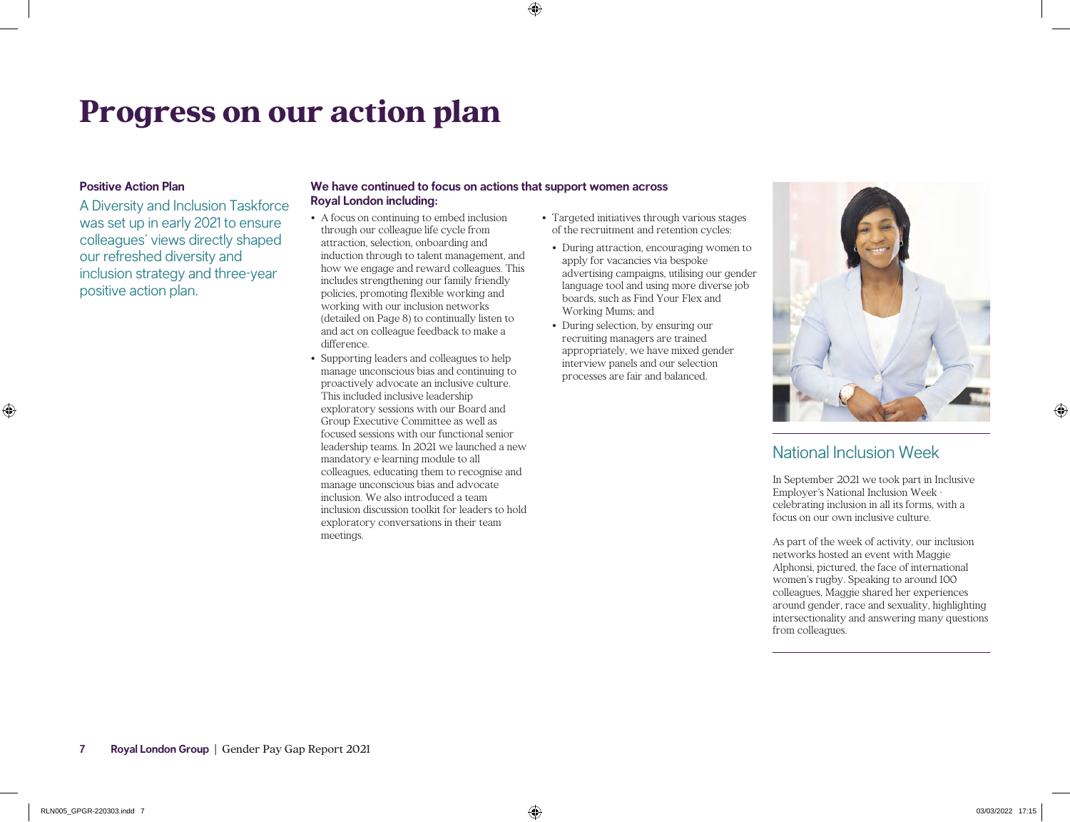# Progress on our action plan

**Positive Action Plan**

A Diversity and Inclusion Taskforce was set up in early 2021 to ensure colleagues' views directly shaped our refreshed diversity and inclusion strategy and three-year positive action plan.

**We have continued to focus on actions that support women across Royal London including:**

- A focus on continuing to embed inclusion through our colleague life cycle from attraction, selection, onboarding and induction through to talent management, and how we engage and reward colleagues. This includes strengthening our family friendly policies, promoting flexible working and working with our inclusion networks (detailed on Page 8) to continually listen to and act on colleague feedback to make a difference.
- Supporting leaders and colleagues to help manage unconscious bias and continuing to proactively advocate an inclusive culture. This included inclusive leadership exploratory sessions with our Board and Group Executive Committee as well as focused sessions with our functional senior leadership teams. In 2021 we launched a new mandatory e-learning module to all colleagues, educating them to recognise and manage unconscious bias and advocate inclusion. We also introduced a team inclusion discussion toolkit for leaders to hold exploratory conversations in their team meetings.
- Targeted initiatives through various stages of the recruitment and retention cycles:
  - During attraction, encouraging women to apply for vacancies via bespoke advertising campaigns, utilising our gender language tool and using more diverse job boards, such as Find Your Flex and Working Mums; and
  - During selection, by ensuring our recruiting managers are trained appropriately, we have mixed gender interview panels and our selection processes are fair and balanced.

## National Inclusion Week

In September 2021 we took part in Inclusive Employer's National Inclusion Week - celebrating inclusion in all its forms, with a focus on our own inclusive culture.

As part of the week of activity, our inclusion networks hosted an event with Maggie Alphonsi, pictured, the face of international women's rugby. Speaking to around 100 colleagues, Maggie shared her experiences around gender, race and sexuality, highlighting intersectionality and answering many questions from colleagues.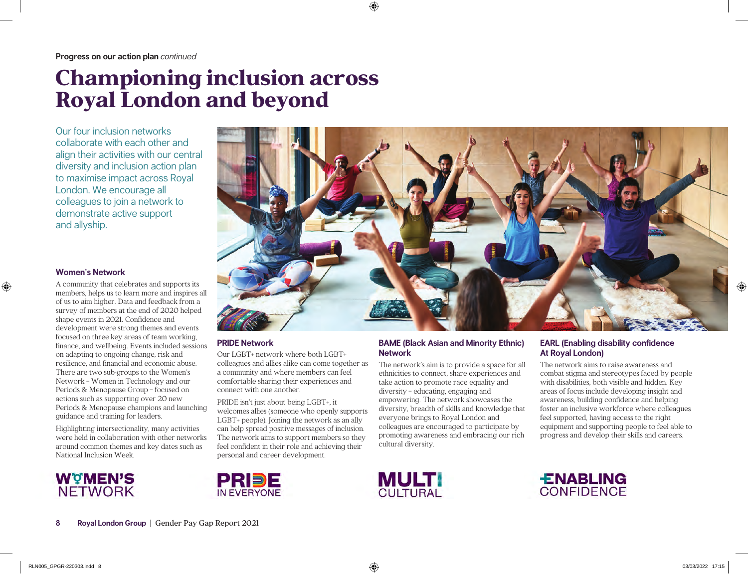**Progress on our action plan** *continued*

# Championing inclusion across Royal London and beyond

Our four inclusion networks collaborate with each other and align their activities with our central diversity and inclusion action plan to maximise impact across Royal London. We encourage all colleagues to join a network to demonstrate active support and allyship.

### Women's Network

A community that celebrates and supports its members, helps us to learn more and inspires all of us to aim higher. Data and feedback from a survey of members at the end of 2020 helped shape events in 2021. Confidence and development were strong themes and events focused on three key areas of team working, finance, and wellbeing. Events included sessions on adapting to ongoing change, risk and resilience, and financial and economic abuse. There are two sub-groups to the Women's Network – Women in Technology and our Periods & Menopause Group – focused on actions such as supporting over 20 new Periods & Menopause champions and launching guidance and training for leaders.

Highlighting intersectionality, many activities were held in collaboration with other networks around common themes and key dates such as National Inclusion Week.

WOMEN'S NETWORK

### PRIDE Network

Our LGBT+ network where both LGBT+ colleagues and allies alike can come together as a community and where members can feel comfortable sharing their experiences and connect with one another.

PRIDE isn't just about being LGBT+, it welcomes allies (someone who openly supports LGBT+ people). Joining the network as an ally can help spread positive messages of inclusion. The network aims to support members so they feel confident in their role and achieving their personal and career development.

PRIDE IN EVERYONE

### BAME (Black Asian and Minority Ethnic) Network

The network's aim is to provide a space for all ethnicities to connect, share experiences and take action to promote race equality and diversity – educating, engaging and empowering. The network showcases the diversity, breadth of skills and knowledge that everyone brings to Royal London and colleagues are encouraged to participate by promoting awareness and embracing our rich cultural diversity.

MULTI CULTURAL

### EARL (Enabling disability confidence At Royal London)

The network aims to raise awareness and combat stigma and stereotypes faced by people with disabilities, both visible and hidden. Key areas of focus include developing insight and awareness, building confidence and helping foster an inclusive workforce where colleagues feel supported, having access to the right equipment and supporting people to feel able to progress and develop their skills and careers.

ENABLING CONFIDENCE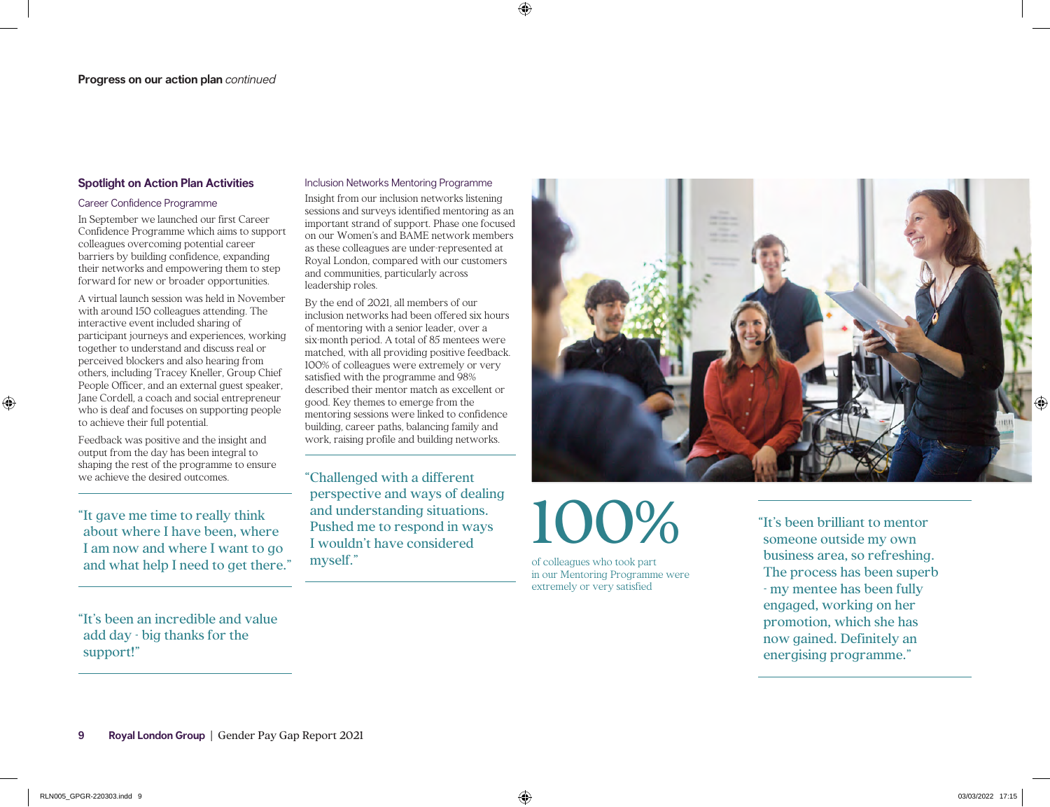## Progress on our action plan *continued*

### Spotlight on Action Plan Activities

#### Career Confidence Programme

In September we launched our first Career Confidence Programme which aims to support colleagues overcoming potential career barriers by building confidence, expanding their networks and empowering them to step forward for new or broader opportunities.

A virtual launch session was held in November with around 150 colleagues attending. The interactive event included sharing of participant journeys and experiences, working together to understand and discuss real or perceived blockers and also hearing from others, including Tracey Kneller, Group Chief People Officer, and an external guest speaker, Jane Cordell, a coach and social entrepreneur who is deaf and focuses on supporting people to achieve their full potential.

Feedback was positive and the insight and output from the day has been integral to shaping the rest of the programme to ensure we achieve the desired outcomes.

> "It gave me time to really think about where I have been, where I am now and where I want to go and what help I need to get there."

> "It's been an incredible and value add day - big thanks for the support!"

#### Inclusion Networks Mentoring Programme

Insight from our inclusion networks listening sessions and surveys identified mentoring as an important strand of support. Phase one focused on our Women's and BAME network members as these colleagues are under-represented at Royal London, compared with our customers and communities, particularly across leadership roles.

By the end of 2021, all members of our inclusion networks had been offered six hours of mentoring with a senior leader, over a six-month period. A total of 85 mentees were matched, with all providing positive feedback. 100% of colleagues were extremely or very satisfied with the programme and 98% described their mentor match as excellent or good. Key themes to emerge from the mentoring sessions were linked to confidence building, career paths, balancing family and work, raising profile and building networks.

> "Challenged with a different perspective and ways of dealing and understanding situations. Pushed me to respond in ways I wouldn't have considered myself."

**100%**

of colleagues who took part in our Mentoring Programme were extremely or very satisfied

> "It's been brilliant to mentor someone outside my own business area, so refreshing. The process has been superb - my mentee has been fully engaged, working on her promotion, which she has now gained. Definitely an energising programme."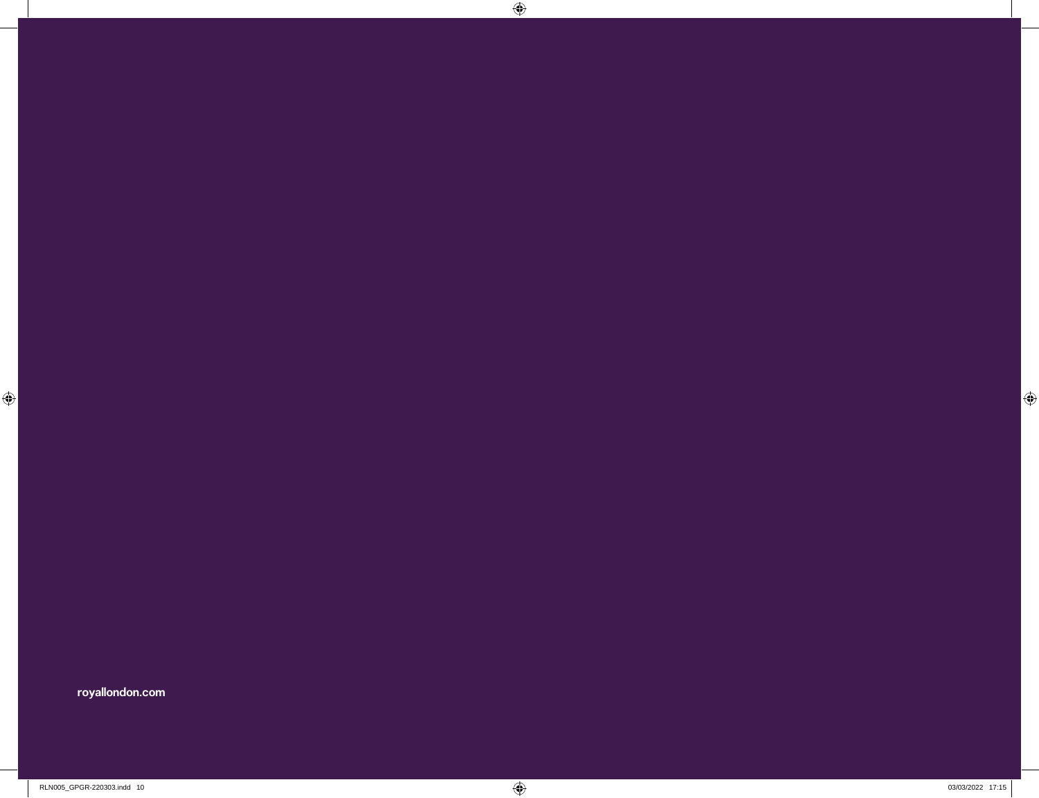royallondon.com